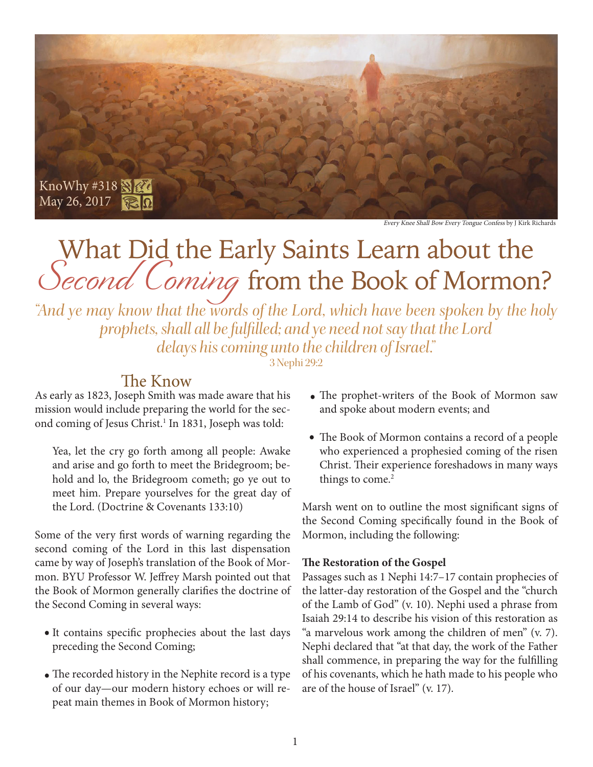KnoWhy #318
May 26, 2017

*Every Knee Shall Bow Every Tongue Confess* by J Kirk Richards

# What Did the Early Saints Learn about the Second Coming from the Book of Mormon?

*"And ye may know that the words of the Lord, which have been spoken by the holy prophets, shall all be fulfilled; and ye need not say that the Lord delays his coming unto the children of Israel."*
3 Nephi 29:2

## The Know

As early as 1823, Joseph Smith was made aware that his mission would include preparing the world for the second coming of Jesus Christ.[1] In 1831, Joseph was told:

> Yea, let the cry go forth among all people: Awake and arise and go forth to meet the Bridegroom; behold and lo, the Bridegroom cometh; go ye out to meet him. Prepare yourselves for the great day of the Lord. (Doctrine & Covenants 133:10)

Some of the very first words of warning regarding the second coming of the Lord in this last dispensation came by way of Joseph's translation of the Book of Mormon. BYU Professor W. Jeffrey Marsh pointed out that the Book of Mormon generally clarifies the doctrine of the Second Coming in several ways:

- It contains specific prophecies about the last days preceding the Second Coming;
- The recorded history in the Nephite record is a type of our day—our modern history echoes or will repeat main themes in Book of Mormon history;
- The prophet-writers of the Book of Mormon saw and spoke about modern events; and
- The Book of Mormon contains a record of a people who experienced a prophesied coming of the risen Christ. Their experience foreshadows in many ways things to come.[2]

Marsh went on to outline the most significant signs of the Second Coming specifically found in the Book of Mormon, including the following:

**The Restoration of the Gospel**

Passages such as 1 Nephi 14:7–17 contain prophecies of the latter-day restoration of the Gospel and the "church of the Lamb of God" (v. 10). Nephi used a phrase from Isaiah 29:14 to describe his vision of this restoration as "a marvelous work among the children of men" (v. 7). Nephi declared that "at that day, the work of the Father shall commence, in preparing the way for the fulfilling of his covenants, which he hath made to his people who are of the house of Israel" (v. 17).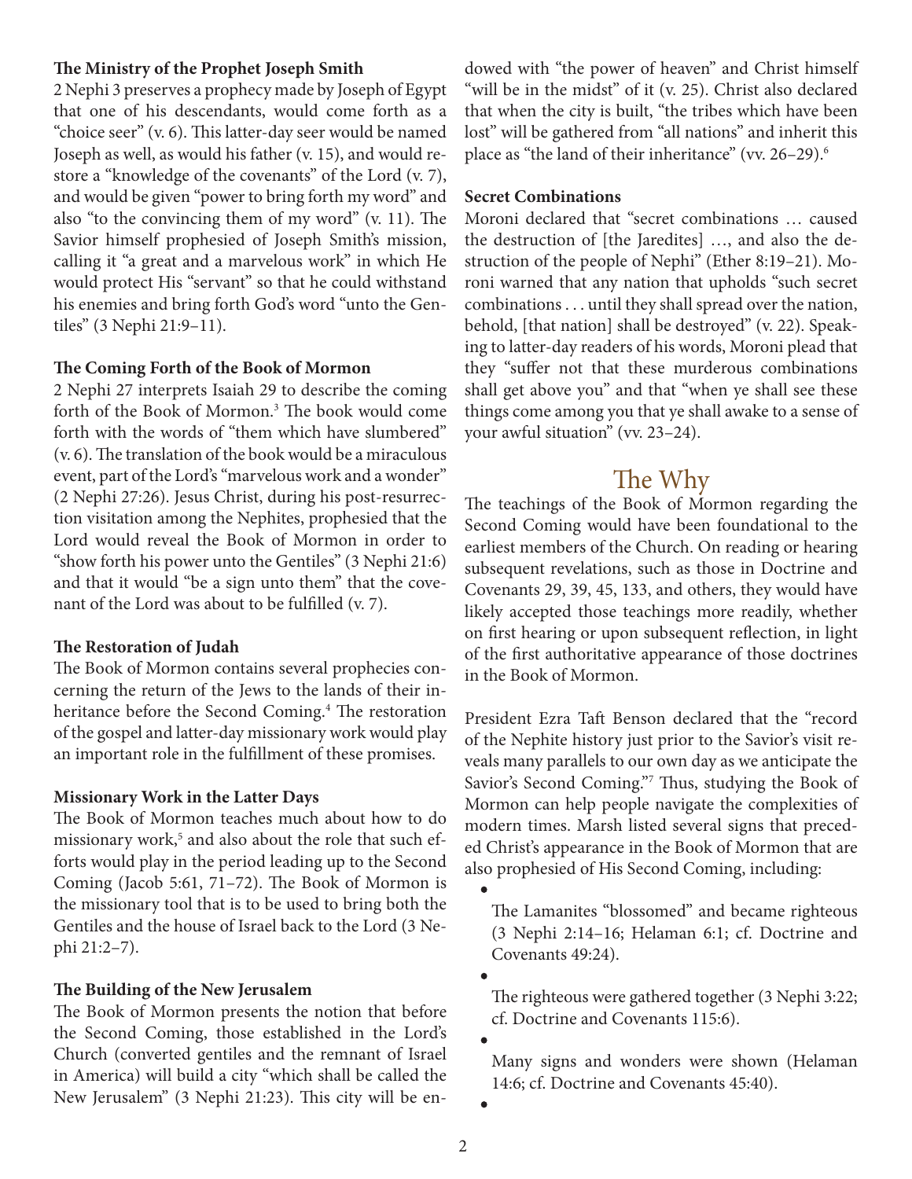**The Ministry of the Prophet Joseph Smith**

2 Nephi 3 preserves a prophecy made by Joseph of Egypt that one of his descendants, would come forth as a "choice seer" (v. 6). This latter-day seer would be named Joseph as well, as would his father (v. 15), and would restore a "knowledge of the covenants" of the Lord (v. 7), and would be given "power to bring forth my word" and also "to the convincing them of my word" (v. 11). The Savior himself prophesied of Joseph Smith's mission, calling it "a great and a marvelous work" in which He would protect His "servant" so that he could withstand his enemies and bring forth God's word "unto the Gentiles" (3 Nephi 21:9–11).

**The Coming Forth of the Book of Mormon**

2 Nephi 27 interprets Isaiah 29 to describe the coming forth of the Book of Mormon.[3] The book would come forth with the words of "them which have slumbered" (v. 6). The translation of the book would be a miraculous event, part of the Lord's "marvelous work and a wonder" (2 Nephi 27:26). Jesus Christ, during his post-resurrection visitation among the Nephites, prophesied that the Lord would reveal the Book of Mormon in order to "show forth his power unto the Gentiles" (3 Nephi 21:6) and that it would "be a sign unto them" that the covenant of the Lord was about to be fulfilled (v. 7).

**The Restoration of Judah**

The Book of Mormon contains several prophecies concerning the return of the Jews to the lands of their inheritance before the Second Coming.[4] The restoration of the gospel and latter-day missionary work would play an important role in the fulfillment of these promises.

**Missionary Work in the Latter Days**

The Book of Mormon teaches much about how to do missionary work,[5] and also about the role that such efforts would play in the period leading up to the Second Coming (Jacob 5:61, 71–72). The Book of Mormon is the missionary tool that is to be used to bring both the Gentiles and the house of Israel back to the Lord (3 Nephi 21:2–7).

**The Building of the New Jerusalem**

The Book of Mormon presents the notion that before the Second Coming, those established in the Lord's Church (converted gentiles and the remnant of Israel in America) will build a city "which shall be called the New Jerusalem" (3 Nephi 21:23). This city will be endowed with "the power of heaven" and Christ himself "will be in the midst" of it (v. 25). Christ also declared that when the city is built, "the tribes which have been lost" will be gathered from "all nations" and inherit this place as "the land of their inheritance" (vv. 26–29).[6]

**Secret Combinations**

Moroni declared that "secret combinations … caused the destruction of [the Jaredites] …, and also the destruction of the people of Nephi" (Ether 8:19–21). Moroni warned that any nation that upholds "such secret combinations . . . until they shall spread over the nation, behold, [that nation] shall be destroyed" (v. 22). Speaking to latter-day readers of his words, Moroni plead that they "suffer not that these murderous combinations shall get above you" and that "when ye shall see these things come among you that ye shall awake to a sense of your awful situation" (vv. 23–24).

## The Why

The teachings of the Book of Mormon regarding the Second Coming would have been foundational to the earliest members of the Church. On reading or hearing subsequent revelations, such as those in Doctrine and Covenants 29, 39, 45, 133, and others, they would have likely accepted those teachings more readily, whether on first hearing or upon subsequent reflection, in light of the first authoritative appearance of those doctrines in the Book of Mormon.

President Ezra Taft Benson declared that the "record of the Nephite history just prior to the Savior's visit reveals many parallels to our own day as we anticipate the Savior's Second Coming."[7] Thus, studying the Book of Mormon can help people navigate the complexities of modern times. Marsh listed several signs that preceded Christ's appearance in the Book of Mormon that are also prophesied of His Second Coming, including:

- The Lamanites "blossomed" and became righteous (3 Nephi 2:14–16; Helaman 6:1; cf. Doctrine and Covenants 49:24).
- The righteous were gathered together (3 Nephi 3:22; cf. Doctrine and Covenants 115:6).
- Many signs and wonders were shown (Helaman 14:6; cf. Doctrine and Covenants 45:40).
-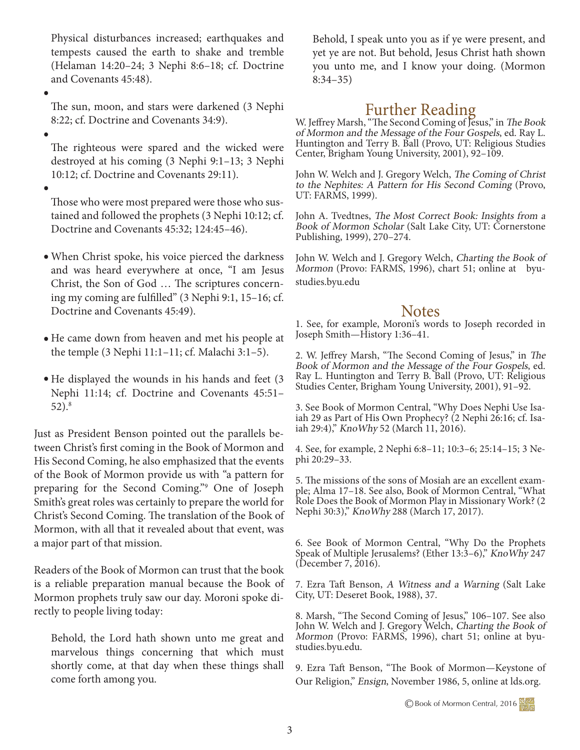- Physical disturbances increased; earthquakes and tempests caused the earth to shake and tremble (Helaman 14:20–24; 3 Nephi 8:6–18; cf. Doctrine and Covenants 45:48).
- The sun, moon, and stars were darkened (3 Nephi 8:22; cf. Doctrine and Covenants 34:9).
- The righteous were spared and the wicked were destroyed at his coming (3 Nephi 9:1–13; 3 Nephi 10:12; cf. Doctrine and Covenants 29:11).
- Those who were most prepared were those who sustained and followed the prophets (3 Nephi 10:12; cf. Doctrine and Covenants 45:32; 124:45–46).
- When Christ spoke, his voice pierced the darkness and was heard everywhere at once, "I am Jesus Christ, the Son of God … The scriptures concerning my coming are fulfilled" (3 Nephi 9:1, 15–16; cf. Doctrine and Covenants 45:49).
- He came down from heaven and met his people at the temple (3 Nephi 11:1–11; cf. Malachi 3:1–5).
- He displayed the wounds in his hands and feet (3 Nephi 11:14; cf. Doctrine and Covenants 45:51–52).[8]

Just as President Benson pointed out the parallels between Christ's first coming in the Book of Mormon and His Second Coming, he also emphasized that the events of the Book of Mormon provide us with "a pattern for preparing for the Second Coming."[9] One of Joseph Smith's great roles was certainly to prepare the world for Christ's Second Coming. The translation of the Book of Mormon, with all that it revealed about that event, was a major part of that mission.

Readers of the Book of Mormon can trust that the book is a reliable preparation manual because the Book of Mormon prophets truly saw our day. Moroni spoke directly to people living today:

> Behold, the Lord hath shown unto me great and marvelous things concerning that which must shortly come, at that day when these things shall come forth among you.
>
> Behold, I speak unto you as if ye were present, and yet ye are not. But behold, Jesus Christ hath shown you unto me, and I know your doing. (Mormon 8:34–35)

## Further Reading

W. Jeffrey Marsh, "The Second Coming of Jesus," in *The Book of Mormon and the Message of the Four Gospels*, ed. Ray L. Huntington and Terry B. Ball (Provo, UT: Religious Studies Center, Brigham Young University, 2001), 92–109.

John W. Welch and J. Gregory Welch, *The Coming of Christ to the Nephites: A Pattern for His Second Coming* (Provo, UT: FARMS, 1999).

John A. Tvedtnes, *The Most Correct Book: Insights from a Book of Mormon Scholar* (Salt Lake City, UT: Cornerstone Publishing, 1999), 270–274.

John W. Welch and J. Gregory Welch, *Charting the Book of Mormon* (Provo: FARMS, 1996), chart 51; online at byustudies.byu.edu

## Notes

1. See, for example, Moroni's words to Joseph recorded in Joseph Smith—History 1:36–41.

2. W. Jeffrey Marsh, "The Second Coming of Jesus," in *The Book of Mormon and the Message of the Four Gospels*, ed. Ray L. Huntington and Terry B. Ball (Provo, UT: Religious Studies Center, Brigham Young University, 2001), 91–92.

3. See Book of Mormon Central, "Why Does Nephi Use Isaiah 29 as Part of His Own Prophecy? (2 Nephi 26:16; cf. Isaiah 29:4)," *KnoWhy* 52 (March 11, 2016).

4. See, for example, 2 Nephi 6:8–11; 10:3–6; 25:14–15; 3 Nephi 20:29–33.

5. The missions of the sons of Mosiah are an excellent example; Alma 17–18. See also, Book of Mormon Central, "What Role Does the Book of Mormon Play in Missionary Work? (2 Nephi 30:3)," *KnoWhy* 288 (March 17, 2017).

6. See Book of Mormon Central, "Why Do the Prophets Speak of Multiple Jerusalems? (Ether 13:3–6)," *KnoWhy* 247 (December 7, 2016).

7. Ezra Taft Benson, *A Witness and a Warning* (Salt Lake City, UT: Deseret Book, 1988), 37.

8. Marsh, "The Second Coming of Jesus," 106–107. See also John W. Welch and J. Gregory Welch, *Charting the Book of Mormon* (Provo: FARMS, 1996), chart 51; online at byustudies.byu.edu.

9. Ezra Taft Benson, "The Book of Mormon—Keystone of Our Religion," *Ensign*, November 1986, 5, online at lds.org.

© Book of Mormon Central, 2016